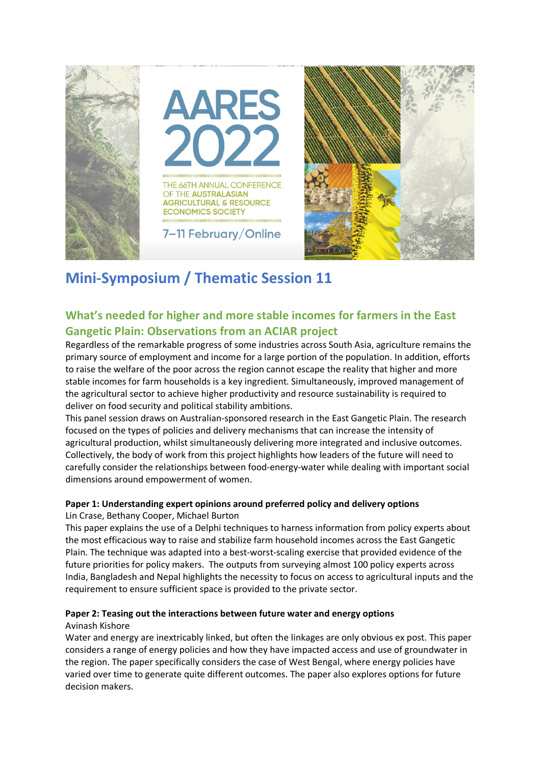# AARES 2022

THE 66TH ANNUAL CONFERENCE OF THE AUSTRALASIAN AGRICULTURAL & RESOURCE ECONOMICS SOCIETY

7–11 February/Online

# Mini-Symposium / Thematic Session 11

## What's needed for higher and more stable incomes for farmers in the East Gangetic Plain: Observations from an ACIAR project

Regardless of the remarkable progress of some industries across South Asia, agriculture remains the primary source of employment and income for a large portion of the population. In addition, efforts to raise the welfare of the poor across the region cannot escape the reality that higher and more stable incomes for farm households is a key ingredient. Simultaneously, improved management of the agricultural sector to achieve higher productivity and resource sustainability is required to deliver on food security and political stability ambitions.

This panel session draws on Australian-sponsored research in the East Gangetic Plain. The research focused on the types of policies and delivery mechanisms that can increase the intensity of agricultural production, whilst simultaneously delivering more integrated and inclusive outcomes. Collectively, the body of work from this project highlights how leaders of the future will need to carefully consider the relationships between food-energy-water while dealing with important social dimensions around empowerment of women.

**Paper 1: Understanding expert opinions around preferred policy and delivery options**

Lin Crase, Bethany Cooper, Michael Burton

This paper explains the use of a Delphi techniques to harness information from policy experts about the most efficacious way to raise and stabilize farm household incomes across the East Gangetic Plain. The technique was adapted into a best-worst-scaling exercise that provided evidence of the future priorities for policy makers. The outputs from surveying almost 100 policy experts across India, Bangladesh and Nepal highlights the necessity to focus on access to agricultural inputs and the requirement to ensure sufficient space is provided to the private sector.

**Paper 2: Teasing out the interactions between future water and energy options**

Avinash Kishore

Water and energy are inextricably linked, but often the linkages are only obvious ex post. This paper considers a range of energy policies and how they have impacted access and use of groundwater in the region. The paper specifically considers the case of West Bengal, where energy policies have varied over time to generate quite different outcomes. The paper also explores options for future decision makers.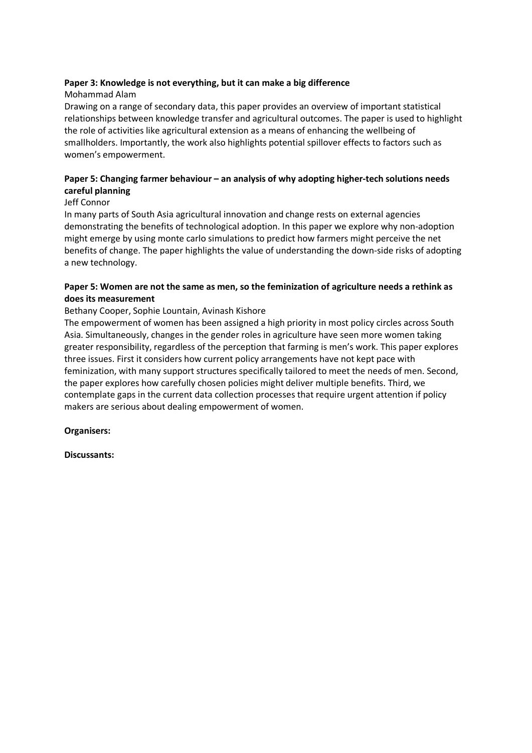**Paper 3: Knowledge is not everything, but it can make a big difference**

Mohammad Alam

Drawing on a range of secondary data, this paper provides an overview of important statistical relationships between knowledge transfer and agricultural outcomes. The paper is used to highlight the role of activities like agricultural extension as a means of enhancing the wellbeing of smallholders. Importantly, the work also highlights potential spillover effects to factors such as women's empowerment.

**Paper 5: Changing farmer behaviour – an analysis of why adopting higher-tech solutions needs careful planning**

Jeff Connor

In many parts of South Asia agricultural innovation and change rests on external agencies demonstrating the benefits of technological adoption. In this paper we explore why non-adoption might emerge by using monte carlo simulations to predict how farmers might perceive the net benefits of change. The paper highlights the value of understanding the down-side risks of adopting a new technology.

**Paper 5: Women are not the same as men, so the feminization of agriculture needs a rethink as does its measurement**

Bethany Cooper, Sophie Lountain, Avinash Kishore

The empowerment of women has been assigned a high priority in most policy circles across South Asia. Simultaneously, changes in the gender roles in agriculture have seen more women taking greater responsibility, regardless of the perception that farming is men's work. This paper explores three issues. First it considers how current policy arrangements have not kept pace with feminization, with many support structures specifically tailored to meet the needs of men. Second, the paper explores how carefully chosen policies might deliver multiple benefits. Third, we contemplate gaps in the current data collection processes that require urgent attention if policy makers are serious about dealing empowerment of women.

**Organisers:**

**Discussants:**